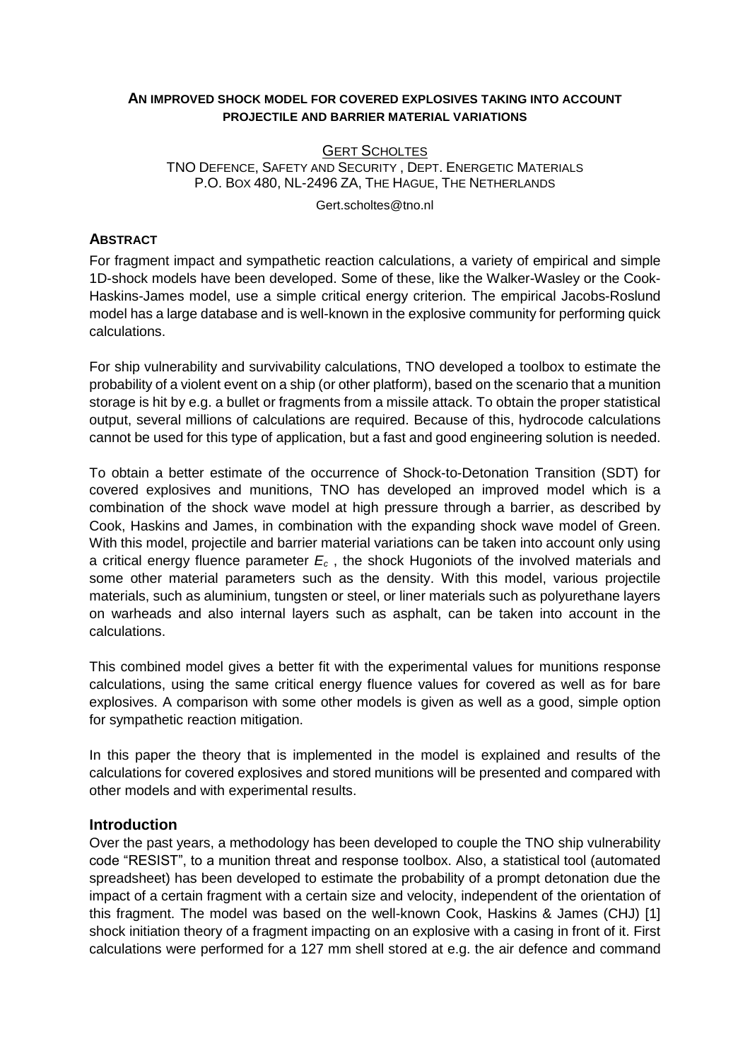# AN IMPROVED SHOCK MODEL FOR COVERED EXPLOSIVES TAKING INTO ACCOUNT PROJECTILE AND BARRIER MATERIAL VARIATIONS

GERT SCHOLTES

TNO DEFENCE, SAFETY AND SECURITY , DEPT. ENERGETIC MATERIALS
P.O. BOX 480, NL-2496 ZA, THE HAGUE, THE NETHERLANDS

Gert.scholtes@tno.nl

## ABSTRACT

For fragment impact and sympathetic reaction calculations, a variety of empirical and simple 1D-shock models have been developed. Some of these, like the Walker-Wasley or the Cook-Haskins-James model, use a simple critical energy criterion. The empirical Jacobs-Roslund model has a large database and is well-known in the explosive community for performing quick calculations.

For ship vulnerability and survivability calculations, TNO developed a toolbox to estimate the probability of a violent event on a ship (or other platform), based on the scenario that a munition storage is hit by e.g. a bullet or fragments from a missile attack. To obtain the proper statistical output, several millions of calculations are required. Because of this, hydrocode calculations cannot be used for this type of application, but a fast and good engineering solution is needed.

To obtain a better estimate of the occurrence of Shock-to-Detonation Transition (SDT) for covered explosives and munitions, TNO has developed an improved model which is a combination of the shock wave model at high pressure through a barrier, as described by Cook, Haskins and James, in combination with the expanding shock wave model of Green. With this model, projectile and barrier material variations can be taken into account only using a critical energy fluence parameter $E_c$ , the shock Hugoniots of the involved materials and some other material parameters such as the density. With this model, various projectile materials, such as aluminium, tungsten or steel, or liner materials such as polyurethane layers on warheads and also internal layers such as asphalt, can be taken into account in the calculations.

This combined model gives a better fit with the experimental values for munitions response calculations, using the same critical energy fluence values for covered as well as for bare explosives. A comparison with some other models is given as well as a good, simple option for sympathetic reaction mitigation.

In this paper the theory that is implemented in the model is explained and results of the calculations for covered explosives and stored munitions will be presented and compared with other models and with experimental results.

## Introduction

Over the past years, a methodology has been developed to couple the TNO ship vulnerability code "RESIST", to a munition threat and response toolbox. Also, a statistical tool (automated spreadsheet) has been developed to estimate the probability of a prompt detonation due the impact of a certain fragment with a certain size and velocity, independent of the orientation of this fragment. The model was based on the well-known Cook, Haskins & James (CHJ) [1] shock initiation theory of a fragment impacting on an explosive with a casing in front of it. First calculations were performed for a 127 mm shell stored at e.g. the air defence and command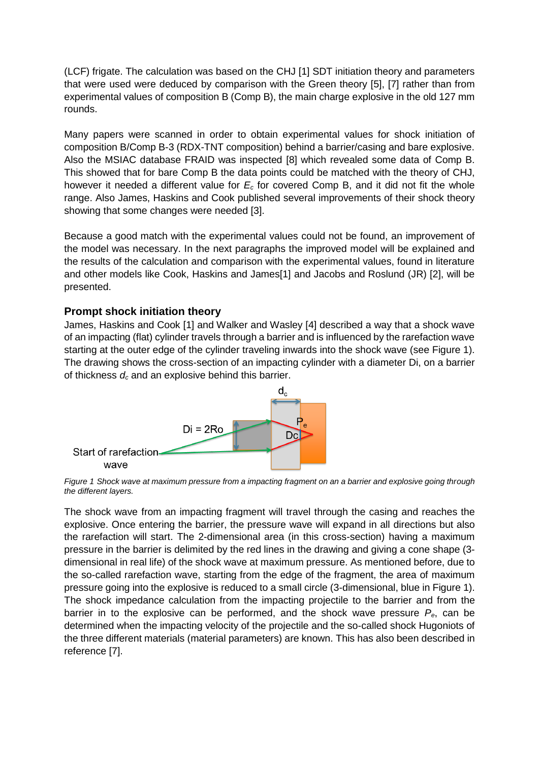(LCF) frigate. The calculation was based on the CHJ [1] SDT initiation theory and parameters that were used were deduced by comparison with the Green theory [5], [7] rather than from experimental values of composition B (Comp B), the main charge explosive in the old 127 mm rounds.

Many papers were scanned in order to obtain experimental values for shock initiation of composition B/Comp B-3 (RDX-TNT composition) behind a barrier/casing and bare explosive. Also the MSIAC database FRAID was inspected [8] which revealed some data of Comp B. This showed that for bare Comp B the data points could be matched with the theory of CHJ, however it needed a different value for $E_c$ for covered Comp B, and it did not fit the whole range. Also James, Haskins and Cook published several improvements of their shock theory showing that some changes were needed [3].

Because a good match with the experimental values could not be found, an improvement of the model was necessary. In the next paragraphs the improved model will be explained and the results of the calculation and comparison with the experimental values, found in literature and other models like Cook, Haskins and James[1] and Jacobs and Roslund (JR) [2], will be presented.

## Prompt shock initiation theory

James, Haskins and Cook [1] and Walker and Wasley [4] described a way that a shock wave of an impacting (flat) cylinder travels through a barrier and is influenced by the rarefaction wave starting at the outer edge of the cylinder traveling inwards into the shock wave (see Figure 1). The drawing shows the cross-section of an impacting cylinder with a diameter Di, on a barrier of thickness $d_c$ and an explosive behind this barrier.

*Figure 1 Shock wave at maximum pressure from a impacting fragment on an a barrier and explosive going through the different layers.*

The shock wave from an impacting fragment will travel through the casing and reaches the explosive. Once entering the barrier, the pressure wave will expand in all directions but also the rarefaction will start. The 2-dimensional area (in this cross-section) having a maximum pressure in the barrier is delimited by the red lines in the drawing and giving a cone shape (3-dimensional in real life) of the shock wave at maximum pressure. As mentioned before, due to the so-called rarefaction wave, starting from the edge of the fragment, the area of maximum pressure going into the explosive is reduced to a small circle (3-dimensional, blue in Figure 1). The shock impedance calculation from the impacting projectile to the barrier and from the barrier in to the explosive can be performed, and the shock wave pressure $P_e$, can be determined when the impacting velocity of the projectile and the so-called shock Hugoniots of the three different materials (material parameters) are known. This has also been described in reference [7].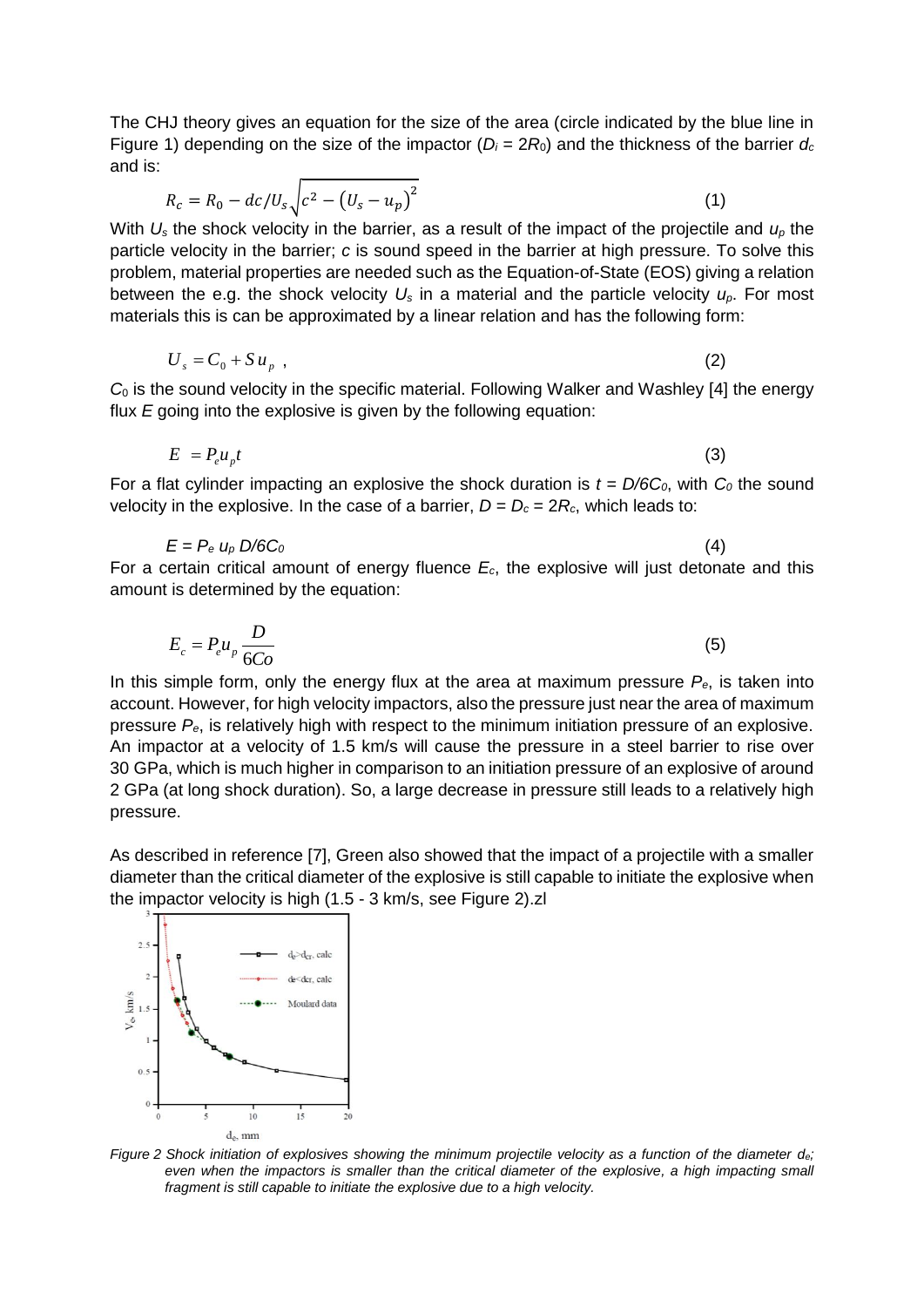The CHJ theory gives an equation for the size of the area (circle indicated by the blue line in Figure 1) depending on the size of the impactor ($D_i = 2R_0$) and the thickness of the barrier $d_c$ and is:

$$R_c = R_0 - dc/U_s\sqrt{c^2 - \left(U_s - u_p\right)^2} \tag{1}$$

With $U_s$ the shock velocity in the barrier, as a result of the impact of the projectile and $u_p$ the particle velocity in the barrier; $c$ is sound speed in the barrier at high pressure. To solve this problem, material properties are needed such as the Equation-of-State (EOS) giving a relation between the e.g. the shock velocity $U_s$ in a material and the particle velocity $u_p$. For most materials this is can be approximated by a linear relation and has the following form:

$$U_s = C_0 + S\,u_p \ , \tag{2}$$

$C_0$ is the sound velocity in the specific material. Following Walker and Washley [4] the energy flux $E$ going into the explosive is given by the following equation:

$$E \ = P_e u_p t \tag{3}$$

For a flat cylinder impacting an explosive the shock duration is $t = D/6C_0$, with $C_0$ the sound velocity in the explosive. In the case of a barrier, $D = D_c = 2R_c$, which leads to:

$$E = P_e\, u_p\, D/6C_0 \tag{4}$$

For a certain critical amount of energy fluence $E_c$, the explosive will just detonate and this amount is determined by the equation:

$$E_c = P_e u_p \frac{D}{6Co} \tag{5}$$

In this simple form, only the energy flux at the area at maximum pressure $P_e$, is taken into account. However, for high velocity impactors, also the pressure just near the area of maximum pressure $P_e$, is relatively high with respect to the minimum initiation pressure of an explosive. An impactor at a velocity of 1.5 km/s will cause the pressure in a steel barrier to rise over 30 GPa, which is much higher in comparison to an initiation pressure of an explosive of around 2 GPa (at long shock duration). So, a large decrease in pressure still leads to a relatively high pressure.

As described in reference [7], Green also showed that the impact of a projectile with a smaller diameter than the critical diameter of the explosive is still capable to initiate the explosive when the impactor velocity is high (1.5 - 3 km/s, see Figure 2).zl

*Figure 2 Shock initiation of explosives showing the minimum projectile velocity as a function of the diameter $d_e$; even when the impactors is smaller than the critical diameter of the explosive, a high impacting small fragment is still capable to initiate the explosive due to a high velocity.*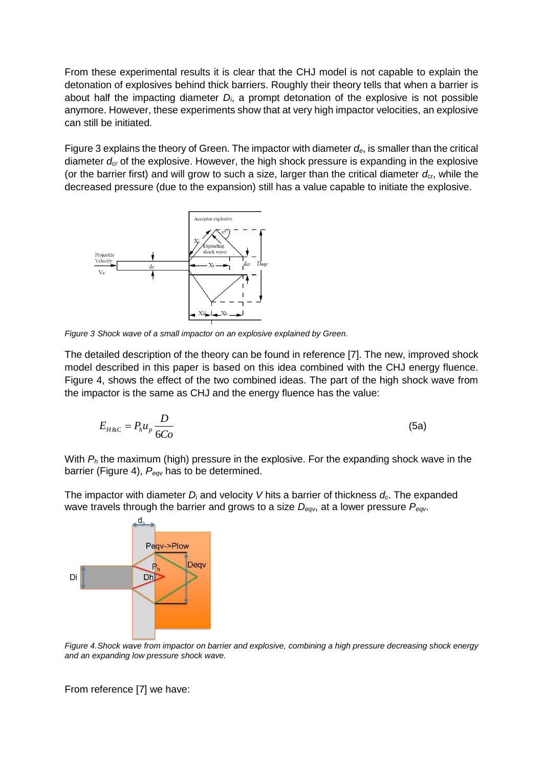From these experimental results it is clear that the CHJ model is not capable to explain the detonation of explosives behind thick barriers. Roughly their theory tells that when a barrier is about half the impacting diameter $D_i$, a prompt detonation of the explosive is not possible anymore. However, these experiments show that at very high impactor velocities, an explosive can still be initiated.

Figure 3 explains the theory of Green. The impactor with diameter $d_e$, is smaller than the critical diameter $d_{cr}$ of the explosive. However, the high shock pressure is expanding in the explosive (or the barrier first) and will grow to such a size, larger than the critical diameter $d_{cr}$, while the decreased pressure (due to the expansion) still has a value capable to initiate the explosive.

*Figure 3 Shock wave of a small impactor on an explosive explained by Green.*

The detailed description of the theory can be found in reference [7]. The new, improved shock model described in this paper is based on this idea combined with the CHJ energy fluence. Figure 4, shows the effect of the two combined ideas. The part of the high shock wave from the impactor is the same as CHJ and the energy fluence has the value:

$$E_{H\&C} = P_h u_p \frac{D}{6Co} \tag{5a}$$

With $P_h$ the maximum (high) pressure in the explosive. For the expanding shock wave in the barrier (Figure 4), $P_{eqv}$ has to be determined.

The impactor with diameter $D_i$ and velocity $V$ hits a barrier of thickness $d_c$. The expanded wave travels through the barrier and grows to a size $D_{eqv}$, at a lower pressure $P_{eqv}$.

*Figure 4. Shock wave from impactor on barrier and explosive, combining a high pressure decreasing shock energy and an expanding low pressure shock wave.*

From reference [7] we have: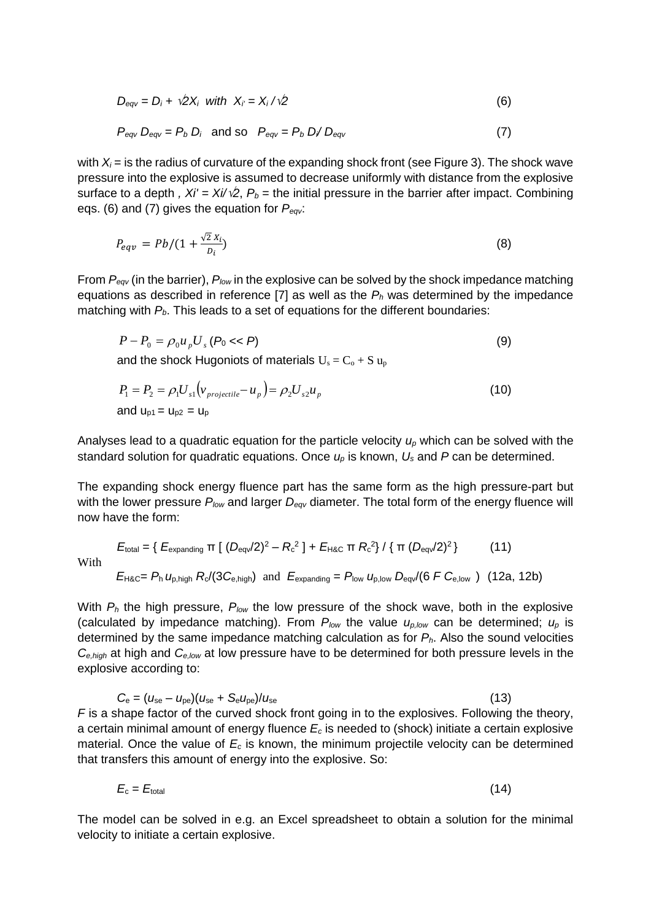$$D_{eqv} = D_i + \sqrt{2}X_i \;\; with \;\; X_{i'} = X_i / \sqrt{2} \tag{6}$$

$$P_{eqv}\, D_{eqv} = P_b\, D_i \;\; \text{and so} \;\; P_{eqv} = P_b\, D_i / D_{eqv} \tag{7}$$

with $X_i$ = is the radius of curvature of the expanding shock front (see Figure 3). The shock wave pressure into the explosive is assumed to decrease uniformly with distance from the explosive surface to a depth , $Xi' = Xi/\sqrt{2}$, $P_b$ = the initial pressure in the barrier after impact. Combining eqs. (6) and (7) gives the equation for $P_{eqv}$:

$$P_{eqv} = Pb/(1 + \frac{\sqrt{2}\, X_i}{D_i}) \tag{8}$$

From $P_{eqv}$ (in the barrier), $P_{low}$ in the explosive can be solved by the shock impedance matching equations as described in reference [7] as well as the $P_h$ was determined by the impedance matching with $P_b$. This leads to a set of equations for the different boundaries:

$$P - P_0 = \rho_0 u_p U_s \;(P_0 << P) \tag{9}$$

and the shock Hugoniots of materials $U_s = C_o + S\, u_p$

$$P_1 = P_2 = \rho_1 U_{s1}\left(v_{projectile} - u_p\right) = \rho_2 U_{s2} u_p \tag{10}$$

and $u_{p1} = u_{p2} = u_p$

Analyses lead to a quadratic equation for the particle velocity $u_p$ which can be solved with the standard solution for quadratic equations. Once $u_p$ is known, $U_s$ and $P$ can be determined.

The expanding shock energy fluence part has the same form as the high pressure-part but with the lower pressure $P_{low}$ and larger $D_{eqv}$ diameter. The total form of the energy fluence will now have the form:

$$E_{\text{total}} = \{ E_{\text{expanding}}\, \pi\, [\, (D_{\text{eqv}}/2)^2 - R_c^2\, ] + E_{\text{H\&C}}\, \pi\, R_c^2 \} / \{ \pi\, (D_{\text{eqv}}/2)^2 \} \tag{11}$$

With

$$E_{\text{H\&C}} = P_h\, u_{p,\text{high}}\, R_c/(3C_{e,\text{high}}) \;\; \text{and} \;\; E_{\text{expanding}} = P_{\text{low}}\, u_{p,\text{low}}\, D_{\text{eqv}}/(6\, F\, C_{e,\text{low}}) \quad (12a, 12b)$$

With $P_h$ the high pressure, $P_{low}$ the low pressure of the shock wave, both in the explosive (calculated by impedance matching). From $P_{low}$ the value $u_{p,low}$ can be determined; $u_p$ is determined by the same impedance matching calculation as for $P_h$. Also the sound velocities $C_{e,high}$ at high and $C_{e,low}$ at low pressure have to be determined for both pressure levels in the explosive according to:

$$C_e = (u_{se} - u_{pe})(u_{se} + S_e u_{pe})/u_{se} \tag{13}$$

$F$ is a shape factor of the curved shock front going in to the explosives. Following the theory, a certain minimal amount of energy fluence $E_c$ is needed to (shock) initiate a certain explosive material. Once the value of $E_c$ is known, the minimum projectile velocity can be determined that transfers this amount of energy into the explosive. So:

$$E_c = E_{\text{total}} \tag{14}$$

The model can be solved in e.g. an Excel spreadsheet to obtain a solution for the minimal velocity to initiate a certain explosive.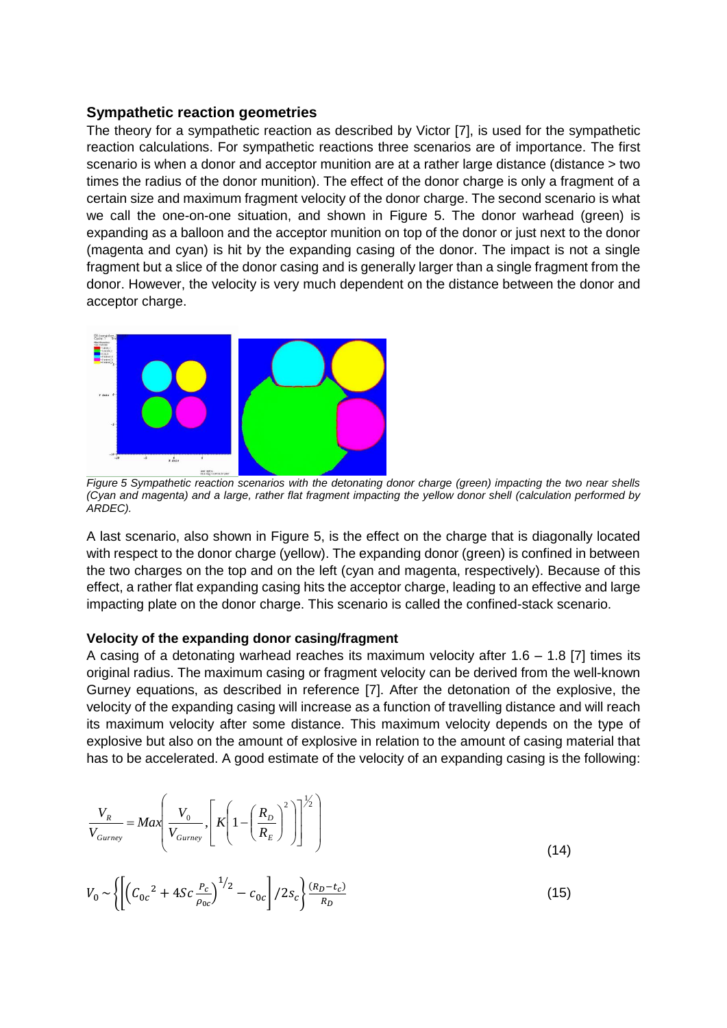## Sympathetic reaction geometries

The theory for a sympathetic reaction as described by Victor [7], is used for the sympathetic reaction calculations. For sympathetic reactions three scenarios are of importance. The first scenario is when a donor and acceptor munition are at a rather large distance (distance > two times the radius of the donor munition). The effect of the donor charge is only a fragment of a certain size and maximum fragment velocity of the donor charge. The second scenario is what we call the one-on-one situation, and shown in Figure 5. The donor warhead (green) is expanding as a balloon and the acceptor munition on top of the donor or just next to the donor (magenta and cyan) is hit by the expanding casing of the donor. The impact is not a single fragment but a slice of the donor casing and is generally larger than a single fragment from the donor. However, the velocity is very much dependent on the distance between the donor and acceptor charge.

*Figure 5 Sympathetic reaction scenarios with the detonating donor charge (green) impacting the two near shells (Cyan and magenta) and a large, rather flat fragment impacting the yellow donor shell (calculation performed by ARDEC).*

A last scenario, also shown in Figure 5, is the effect on the charge that is diagonally located with respect to the donor charge (yellow). The expanding donor (green) is confined in between the two charges on the top and on the left (cyan and magenta, respectively). Because of this effect, a rather flat expanding casing hits the acceptor charge, leading to an effective and large impacting plate on the donor charge. This scenario is called the confined-stack scenario.

### Velocity of the expanding donor casing/fragment

A casing of a detonating warhead reaches its maximum velocity after 1.6 – 1.8 [7] times its original radius. The maximum casing or fragment velocity can be derived from the well-known Gurney equations, as described in reference [7]. After the detonation of the explosive, the velocity of the expanding casing will increase as a function of travelling distance and will reach its maximum velocity after some distance. This maximum velocity depends on the type of explosive but also on the amount of explosive in relation to the amount of casing material that has to be accelerated. A good estimate of the velocity of an expanding casing is the following:

$$\frac{V_R}{V_{Gurney}} = Max\left(\frac{V_0}{V_{Gurney}}, \left[K\left(1-\left(\frac{R_D}{R_E}\right)^2\right)\right]^{1/2}\right) \tag{14}$$

$$V_0 \sim \left\{\left[\left(C_{0c}^{\ 2} + 4Sc\frac{P_c}{\rho_{0c}}\right)^{1/2} - c_{0c}\right]/2s_c\right\}\frac{(R_D - t_c)}{R_D} \tag{15}$$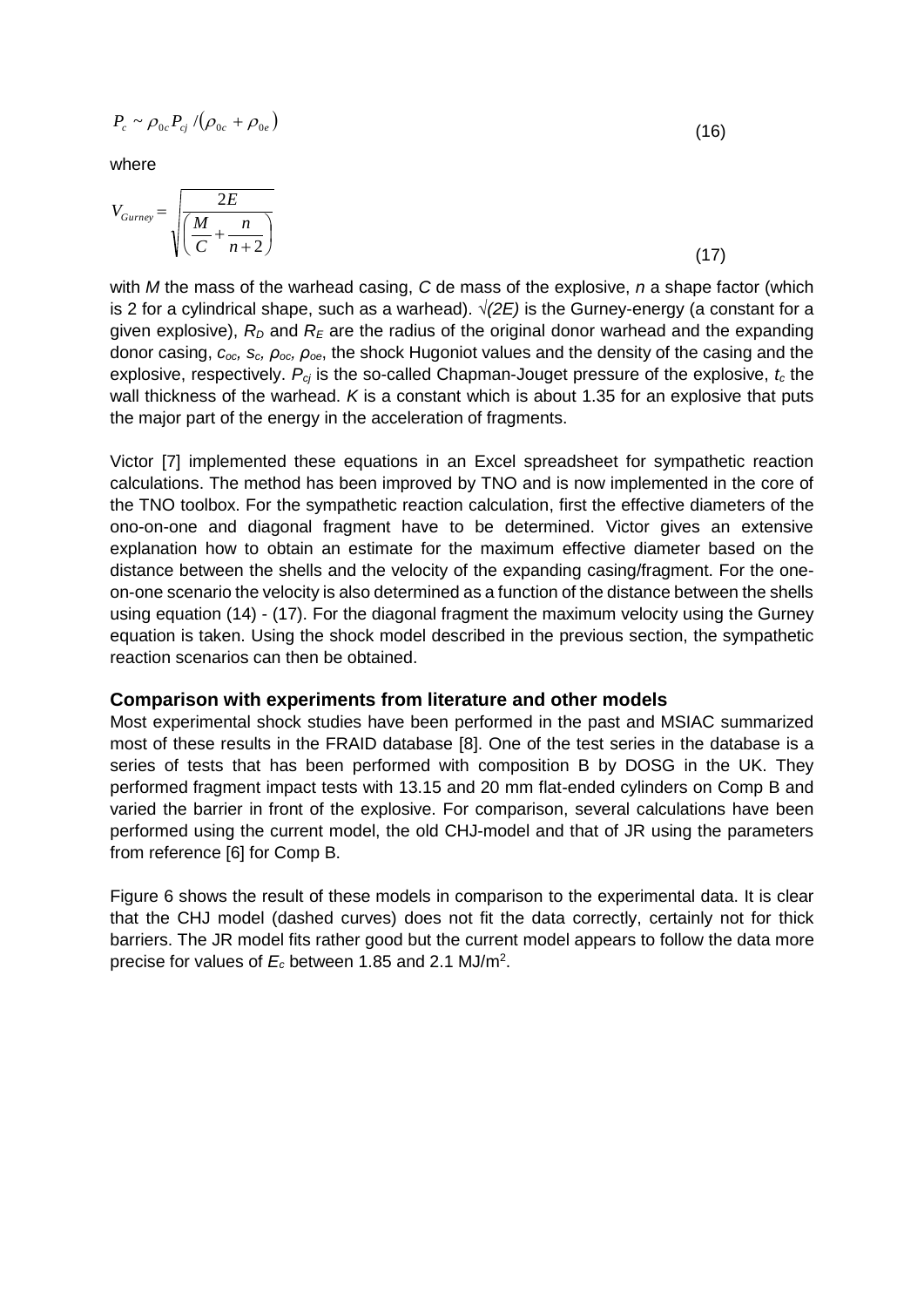$$P_c \sim \rho_{0c} P_{cj} / (\rho_{0c} + \rho_{0e}) \tag{16}$$

where

$$V_{Gurney} = \sqrt{\frac{2E}{\left(\frac{M}{C} + \frac{n}{n+2}\right)}} \tag{17}$$

with $M$ the mass of the warhead casing, $C$ de mass of the explosive, $n$ a shape factor (which is 2 for a cylindrical shape, such as a warhead). $\sqrt{(2E)}$ is the Gurney-energy (a constant for a given explosive), $R_D$ and $R_E$ are the radius of the original donor warhead and the expanding donor casing, $c_{oc}$, $s_c$, $\rho_{oc}$, $\rho_{oe}$, the shock Hugoniot values and the density of the casing and the explosive, respectively. $P_{cj}$ is the so-called Chapman-Jouget pressure of the explosive, $t_c$ the wall thickness of the warhead. $K$ is a constant which is about 1.35 for an explosive that puts the major part of the energy in the acceleration of fragments.

Victor [7] implemented these equations in an Excel spreadsheet for sympathetic reaction calculations. The method has been improved by TNO and is now implemented in the core of the TNO toolbox. For the sympathetic reaction calculation, first the effective diameters of the ono-on-one and diagonal fragment have to be determined. Victor gives an extensive explanation how to obtain an estimate for the maximum effective diameter based on the distance between the shells and the velocity of the expanding casing/fragment. For the one-on-one scenario the velocity is also determined as a function of the distance between the shells using equation (14) - (17). For the diagonal fragment the maximum velocity using the Gurney equation is taken. Using the shock model described in the previous section, the sympathetic reaction scenarios can then be obtained.

## Comparison with experiments from literature and other models

Most experimental shock studies have been performed in the past and MSIAC summarized most of these results in the FRAID database [8]. One of the test series in the database is a series of tests that has been performed with composition B by DOSG in the UK. They performed fragment impact tests with 13.15 and 20 mm flat-ended cylinders on Comp B and varied the barrier in front of the explosive. For comparison, several calculations have been performed using the current model, the old CHJ-model and that of JR using the parameters from reference [6] for Comp B.

Figure 6 shows the result of these models in comparison to the experimental data. It is clear that the CHJ model (dashed curves) does not fit the data correctly, certainly not for thick barriers. The JR model fits rather good but the current model appears to follow the data more precise for values of $E_c$ between 1.85 and 2.1 MJ/m$^2$.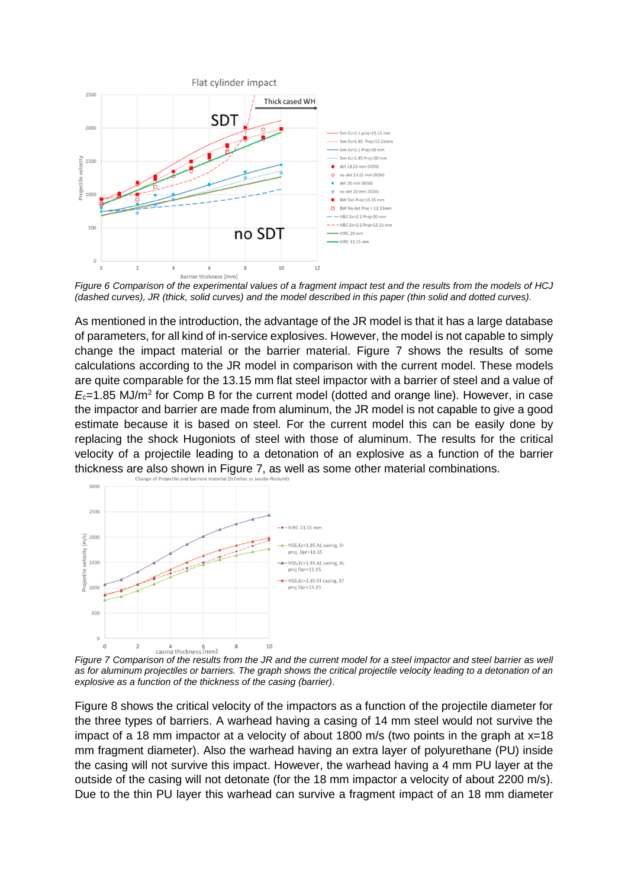*Figure 6 Comparison of the experimental values of a fragment impact test and the results from the models of HCJ (dashed curves), JR (thick, solid curves) and the model described in this paper (thin solid and dotted curves).*

As mentioned in the introduction, the advantage of the JR model is that it has a large database of parameters, for all kind of in-service explosives. However, the model is not capable to simply change the impact material or the barrier material. Figure 7 shows the results of some calculations according to the JR model in comparison with the current model. These models are quite comparable for the 13.15 mm flat steel impactor with a barrier of steel and a value of $E_c$=1.85 MJ/m$^2$ for Comp B for the current model (dotted and orange line). However, in case the impactor and barrier are made from aluminum, the JR model is not capable to give a good estimate because it is based on steel. For the current model this can be easily done by replacing the shock Hugoniots of steel with those of aluminum. The results for the critical velocity of a projectile leading to a detonation of an explosive as a function of the barrier thickness are also shown in Figure 7, as well as some other material combinations.

*Figure 7 Comparison of the results from the JR and the current model for a steel impactor and steel barrier as well as for aluminum projectiles or barriers. The graph shows the critical projectile velocity leading to a detonation of an explosive as a function of the thickness of the casing (barrier).*

Figure 8 shows the critical velocity of the impactors as a function of the projectile diameter for the three types of barriers. A warhead having a casing of 14 mm steel would not survive the impact of a 18 mm impactor at a velocity of about 1800 m/s (two points in the graph at x=18 mm fragment diameter). Also the warhead having an extra layer of polyurethane (PU) inside the casing will not survive this impact. However, the warhead having a 4 mm PU layer at the outside of the casing will not detonate (for the 18 mm impactor a velocity of about 2200 m/s). Due to the thin PU layer this warhead can survive a fragment impact of an 18 mm diameter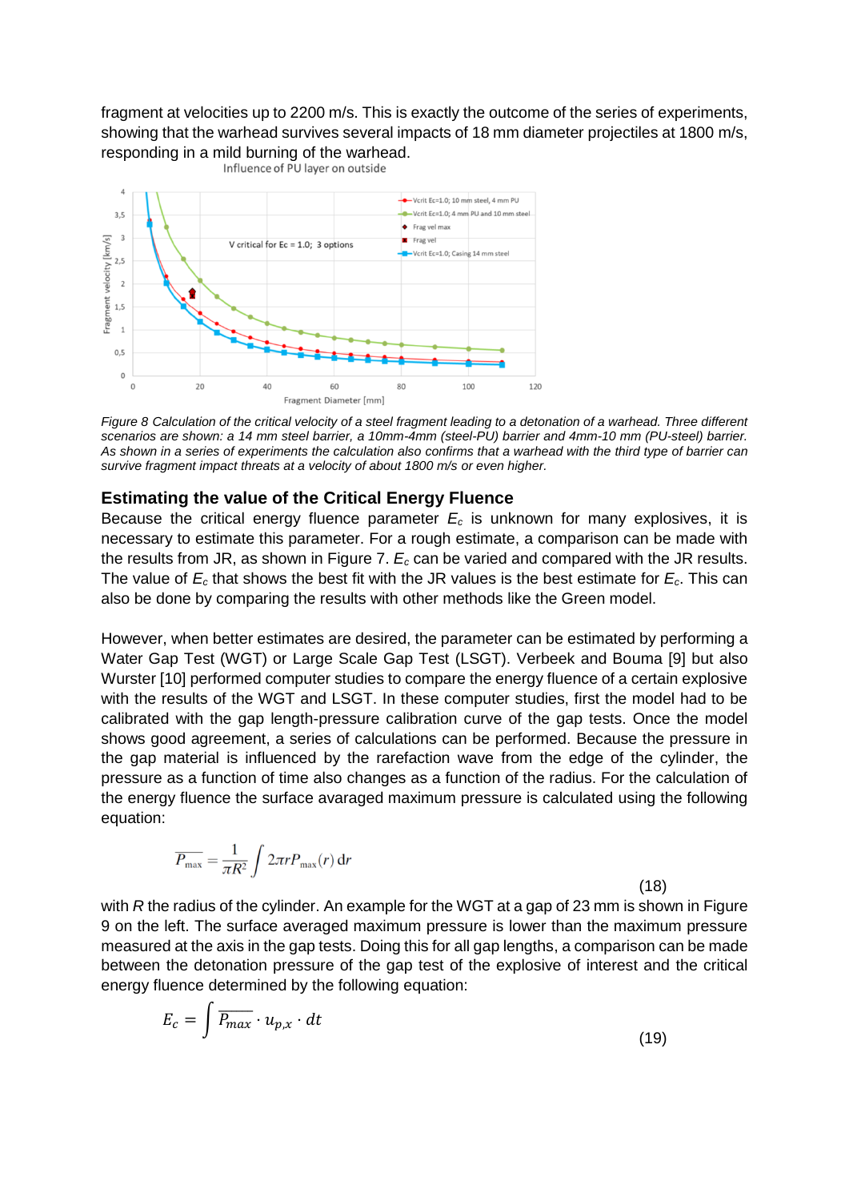fragment at velocities up to 2200 m/s. This is exactly the outcome of the series of experiments, showing that the warhead survives several impacts of 18 mm diameter projectiles at 1800 m/s, responding in a mild burning of the warhead.

*Figure 8 Calculation of the critical velocity of a steel fragment leading to a detonation of a warhead. Three different scenarios are shown: a 14 mm steel barrier, a 10mm-4mm (steel-PU) barrier and 4mm-10 mm (PU-steel) barrier. As shown in a series of experiments the calculation also confirms that a warhead with the third type of barrier can survive fragment impact threats at a velocity of about 1800 m/s or even higher.*

### Estimating the value of the Critical Energy Fluence

Because the critical energy fluence parameter $E_c$ is unknown for many explosives, it is necessary to estimate this parameter. For a rough estimate, a comparison can be made with the results from JR, as shown in Figure 7. $E_c$ can be varied and compared with the JR results. The value of $E_c$ that shows the best fit with the JR values is the best estimate for $E_c$. This can also be done by comparing the results with other methods like the Green model.

However, when better estimates are desired, the parameter can be estimated by performing a Water Gap Test (WGT) or Large Scale Gap Test (LSGT). Verbeek and Bouma [9] but also Wurster [10] performed computer studies to compare the energy fluence of a certain explosive with the results of the WGT and LSGT. In these computer studies, first the model had to be calibrated with the gap length-pressure calibration curve of the gap tests. Once the model shows good agreement, a series of calculations can be performed. Because the pressure in the gap material is influenced by the rarefaction wave from the edge of the cylinder, the pressure as a function of time also changes as a function of the radius. For the calculation of the energy fluence the surface avaraged maximum pressure is calculated using the following equation:

$$\overline{P_{\max}} = \frac{1}{\pi R^2} \int 2\pi r P_{\max}(r)\,\mathrm{d}r \tag{18}$$

with $R$ the radius of the cylinder. An example for the WGT at a gap of 23 mm is shown in Figure 9 on the left. The surface averaged maximum pressure is lower than the maximum pressure measured at the axis in the gap tests. Doing this for all gap lengths, a comparison can be made between the detonation pressure of the gap test of the explosive of interest and the critical energy fluence determined by the following equation:

$$E_c = \int \overline{P_{max}} \cdot u_{p,x} \cdot dt \tag{19}$$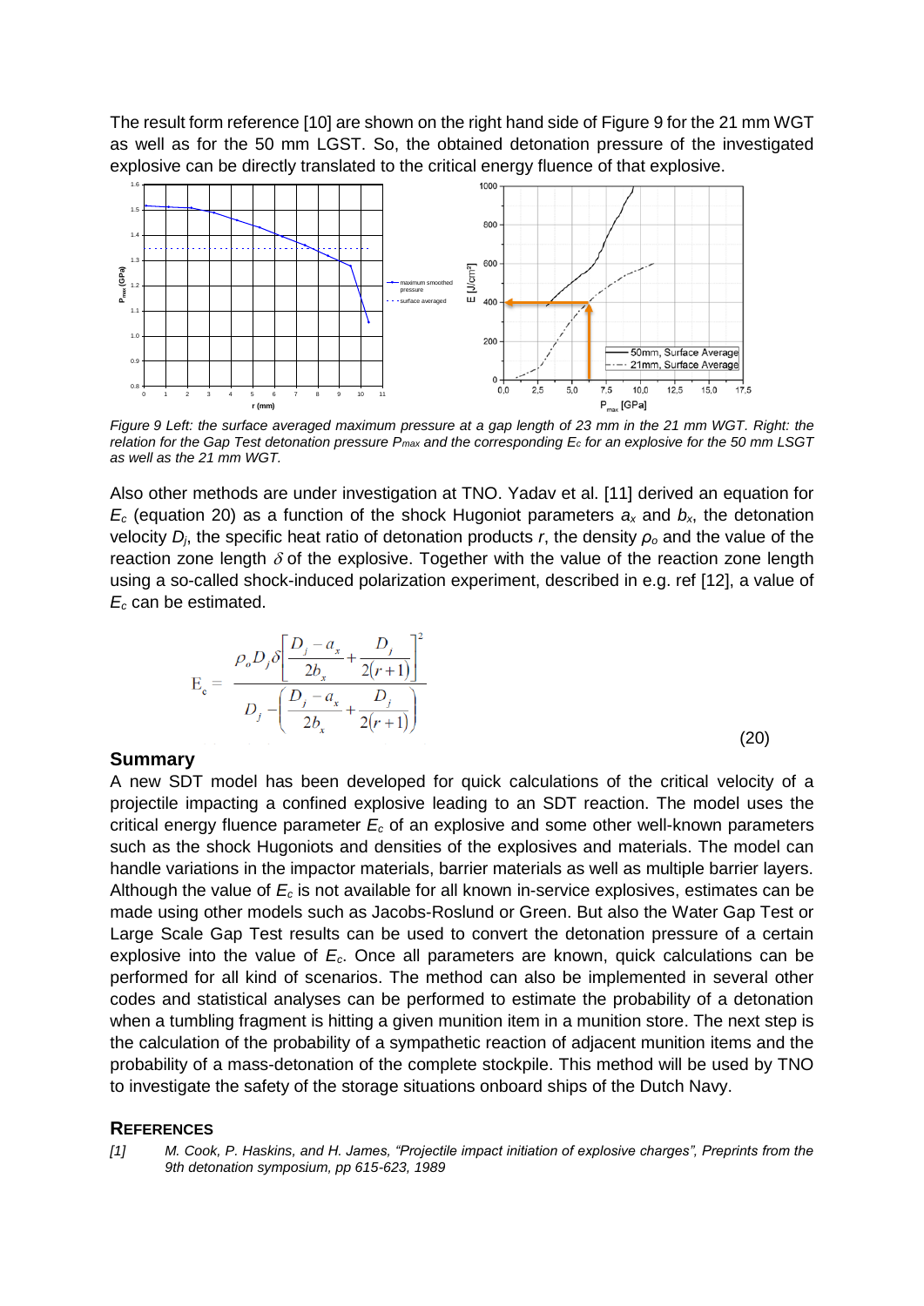The result form reference [10] are shown on the right hand side of Figure 9 for the 21 mm WGT as well as for the 50 mm LGST. So, the obtained detonation pressure of the investigated explosive can be directly translated to the critical energy fluence of that explosive.

*Figure 9 Left: the surface averaged maximum pressure at a gap length of 23 mm in the 21 mm WGT. Right: the relation for the Gap Test detonation pressure $P_{max}$ and the corresponding $E_c$ for an explosive for the 50 mm LSGT as well as the 21 mm WGT.*

Also other methods are under investigation at TNO. Yadav et al. [11] derived an equation for $E_c$ (equation 20) as a function of the shock Hugoniot parameters $a_x$ and $b_x$, the detonation velocity $D_j$, the specific heat ratio of detonation products $r$, the density $\rho_o$ and the value of the reaction zone length $\delta$ of the explosive. Together with the value of the reaction zone length using a so-called shock-induced polarization experiment, described in e.g. ref [12], a value of $E_c$ can be estimated.

$$E_c = \frac{\rho_o D_j \delta \left[ \dfrac{D_j - a_x}{2b_x} + \dfrac{D_j}{2(r+1)} \right]^2}{D_j - \left( \dfrac{D_j - a_x}{2b_x} + \dfrac{D_j}{2(r+1)} \right)} \tag{20}$$

## Summary

A new SDT model has been developed for quick calculations of the critical velocity of a projectile impacting a confined explosive leading to an SDT reaction. The model uses the critical energy fluence parameter $E_c$ of an explosive and some other well-known parameters such as the shock Hugoniots and densities of the explosives and materials. The model can handle variations in the impactor materials, barrier materials as well as multiple barrier layers. Although the value of $E_c$ is not available for all known in-service explosives, estimates can be made using other models such as Jacobs-Roslund or Green. But also the Water Gap Test or Large Scale Gap Test results can be used to convert the detonation pressure of a certain explosive into the value of $E_c$. Once all parameters are known, quick calculations can be performed for all kind of scenarios. The method can also be implemented in several other codes and statistical analyses can be performed to estimate the probability of a detonation when a tumbling fragment is hitting a given munition item in a munition store. The next step is the calculation of the probability of a sympathetic reaction of adjacent munition items and the probability of a mass-detonation of the complete stockpile. This method will be used by TNO to investigate the safety of the storage situations onboard ships of the Dutch Navy.

## References

[1] *M. Cook, P. Haskins, and H. James, "Projectile impact initiation of explosive charges", Preprints from the 9th detonation symposium, pp 615-623, 1989*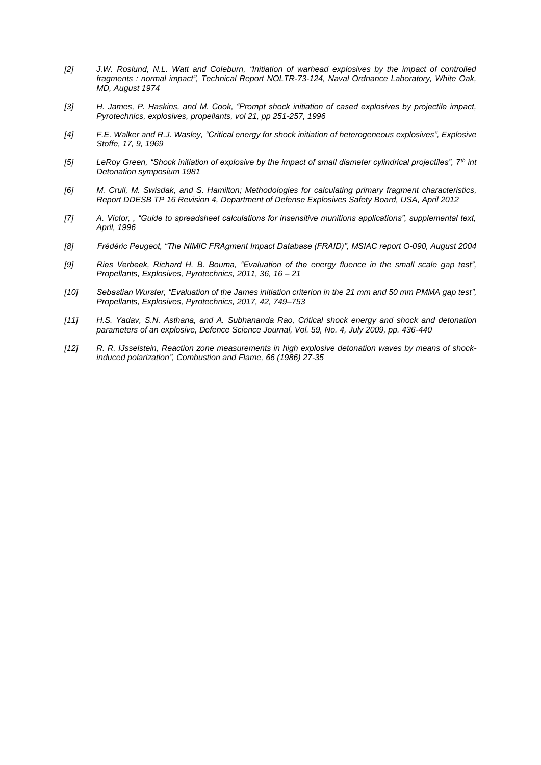*[2] J.W. Roslund, N.L. Watt and Coleburn, "Initiation of warhead explosives by the impact of controlled fragments : normal impact", Technical Report NOLTR-73-124, Naval Ordnance Laboratory, White Oak, MD, August 1974*

*[3] H. James, P. Haskins, and M. Cook, "Prompt shock initiation of cased explosives by projectile impact, Pyrotechnics, explosives, propellants, vol 21, pp 251-257, 1996*

*[4] F.E. Walker and R.J. Wasley, "Critical energy for shock initiation of heterogeneous explosives", Explosive Stoffe, 17, 9, 1969*

*[5] LeRoy Green, "Shock initiation of explosive by the impact of small diameter cylindrical projectiles", 7th int Detonation symposium 1981*

*[6] M. Crull, M. Swisdak, and S. Hamilton; Methodologies for calculating primary fragment characteristics, Report DDESB TP 16 Revision 4, Department of Defense Explosives Safety Board, USA, April 2012*

*[7] A. Victor, , "Guide to spreadsheet calculations for insensitive munitions applications", supplemental text, April, 1996*

*[8] Frédéric Peugeot, "The NIMIC FRAgment Impact Database (FRAID)", MSIAC report O-090, August 2004*

*[9] Ries Verbeek, Richard H. B. Bouma, "Evaluation of the energy fluence in the small scale gap test", Propellants, Explosives, Pyrotechnics, 2011, 36, 16 – 21*

*[10] Sebastian Wurster, "Evaluation of the James initiation criterion in the 21 mm and 50 mm PMMA gap test", Propellants, Explosives, Pyrotechnics, 2017, 42, 749–753*

*[11] H.S. Yadav, S.N. Asthana, and A. Subhananda Rao, Critical shock energy and shock and detonation parameters of an explosive, Defence Science Journal, Vol. 59, No. 4, July 2009, pp. 436-440*

*[12] R. R. IJsselstein, Reaction zone measurements in high explosive detonation waves by means of shock-induced polarization", Combustion and Flame, 66 (1986) 27-35*